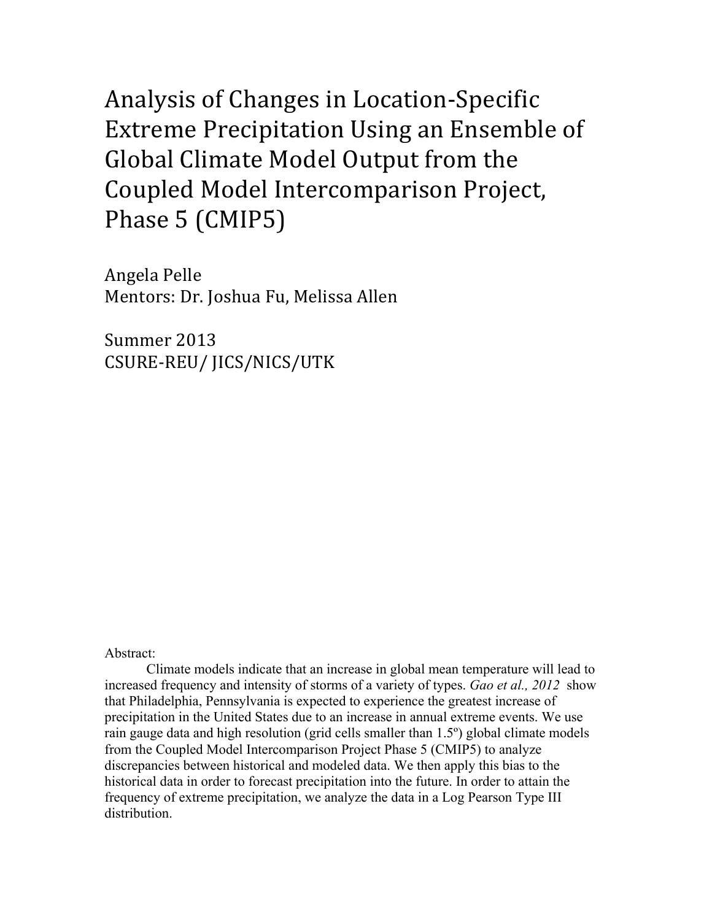# Analysis of Changes in Location-Specific Extreme Precipitation Using an Ensemble of Global Climate Model Output from the Coupled Model Intercomparison Project, Phase 5 (CMIP5)

Angela Pelle
Mentors: Dr. Joshua Fu, Melissa Allen

Summer 2013
CSURE-REU/ JICS/NICS/UTK

Abstract:

Climate models indicate that an increase in global mean temperature will lead to increased frequency and intensity of storms of a variety of types. *Gao et al., 2012* show that Philadelphia, Pennsylvania is expected to experience the greatest increase of precipitation in the United States due to an increase in annual extreme events. We use rain gauge data and high resolution (grid cells smaller than 1.5º) global climate models from the Coupled Model Intercomparison Project Phase 5 (CMIP5) to analyze discrepancies between historical and modeled data. We then apply this bias to the historical data in order to forecast precipitation into the future. In order to attain the frequency of extreme precipitation, we analyze the data in a Log Pearson Type III distribution.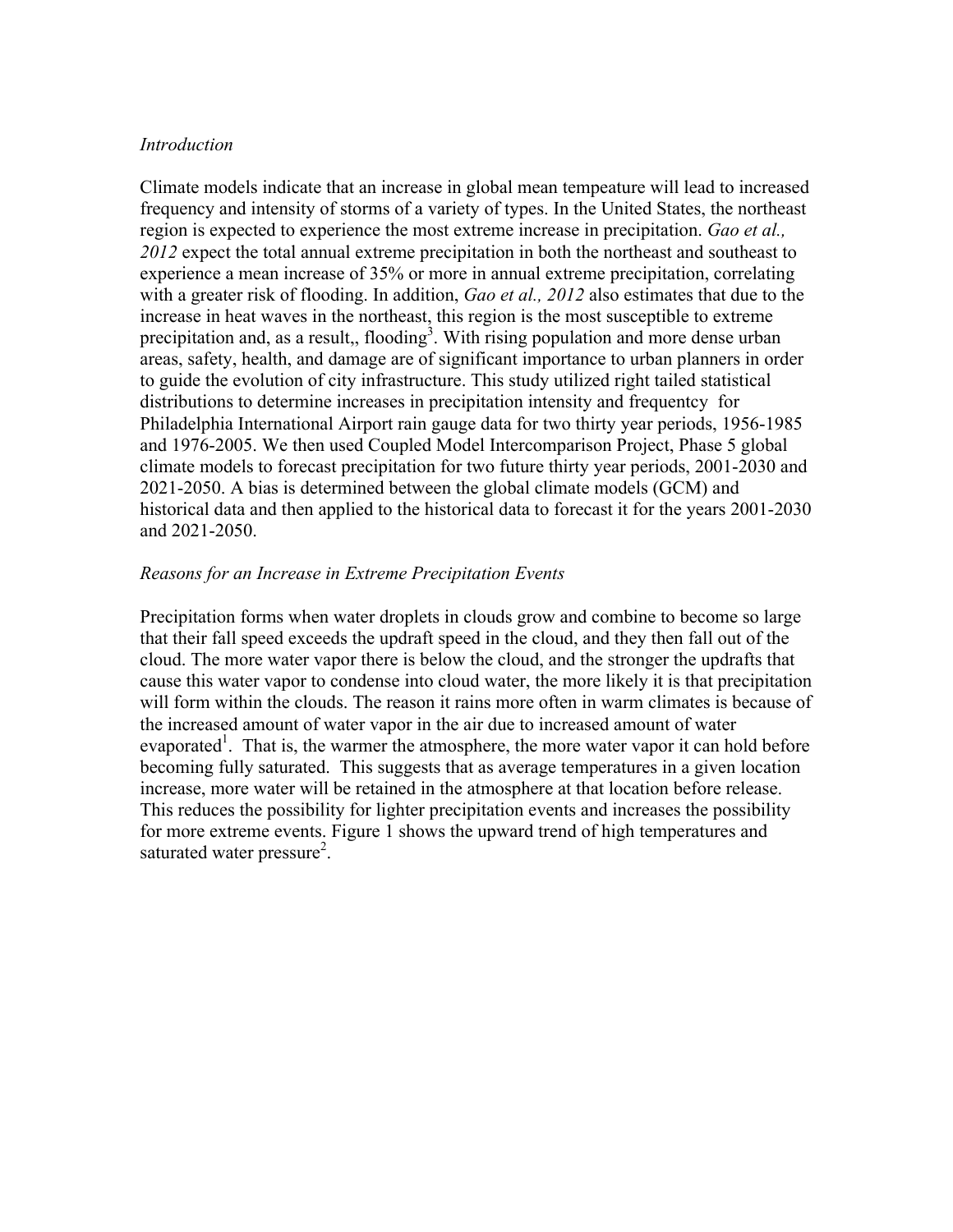*Introduction*

Climate models indicate that an increase in global mean tempeature will lead to increased frequency and intensity of storms of a variety of types. In the United States, the northeast region is expected to experience the most extreme increase in precipitation. *Gao et al., 2012* expect the total annual extreme precipitation in both the northeast and southeast to experience a mean increase of 35% or more in annual extreme precipitation, correlating with a greater risk of flooding. In addition, *Gao et al., 2012* also estimates that due to the increase in heat waves in the northeast, this region is the most susceptible to extreme precipitation and, as a result,, flooding[3]. With rising population and more dense urban areas, safety, health, and damage are of significant importance to urban planners in order to guide the evolution of city infrastructure. This study utilized right tailed statistical distributions to determine increases in precipitation intensity and frequentcy for Philadelphia International Airport rain gauge data for two thirty year periods, 1956-1985 and 1976-2005. We then used Coupled Model Intercomparison Project, Phase 5 global climate models to forecast precipitation for two future thirty year periods, 2001-2030 and 2021-2050. A bias is determined between the global climate models (GCM) and historical data and then applied to the historical data to forecast it for the years 2001-2030 and 2021-2050.

*Reasons for an Increase in Extreme Precipitation Events*

Precipitation forms when water droplets in clouds grow and combine to become so large that their fall speed exceeds the updraft speed in the cloud, and they then fall out of the cloud. The more water vapor there is below the cloud, and the stronger the updrafts that cause this water vapor to condense into cloud water, the more likely it is that precipitation will form within the clouds. The reason it rains more often in warm climates is because of the increased amount of water vapor in the air due to increased amount of water evaporated[1]. That is, the warmer the atmosphere, the more water vapor it can hold before becoming fully saturated. This suggests that as average temperatures in a given location increase, more water will be retained in the atmosphere at that location before release. This reduces the possibility for lighter precipitation events and increases the possibility for more extreme events. Figure 1 shows the upward trend of high temperatures and saturated water pressure[2].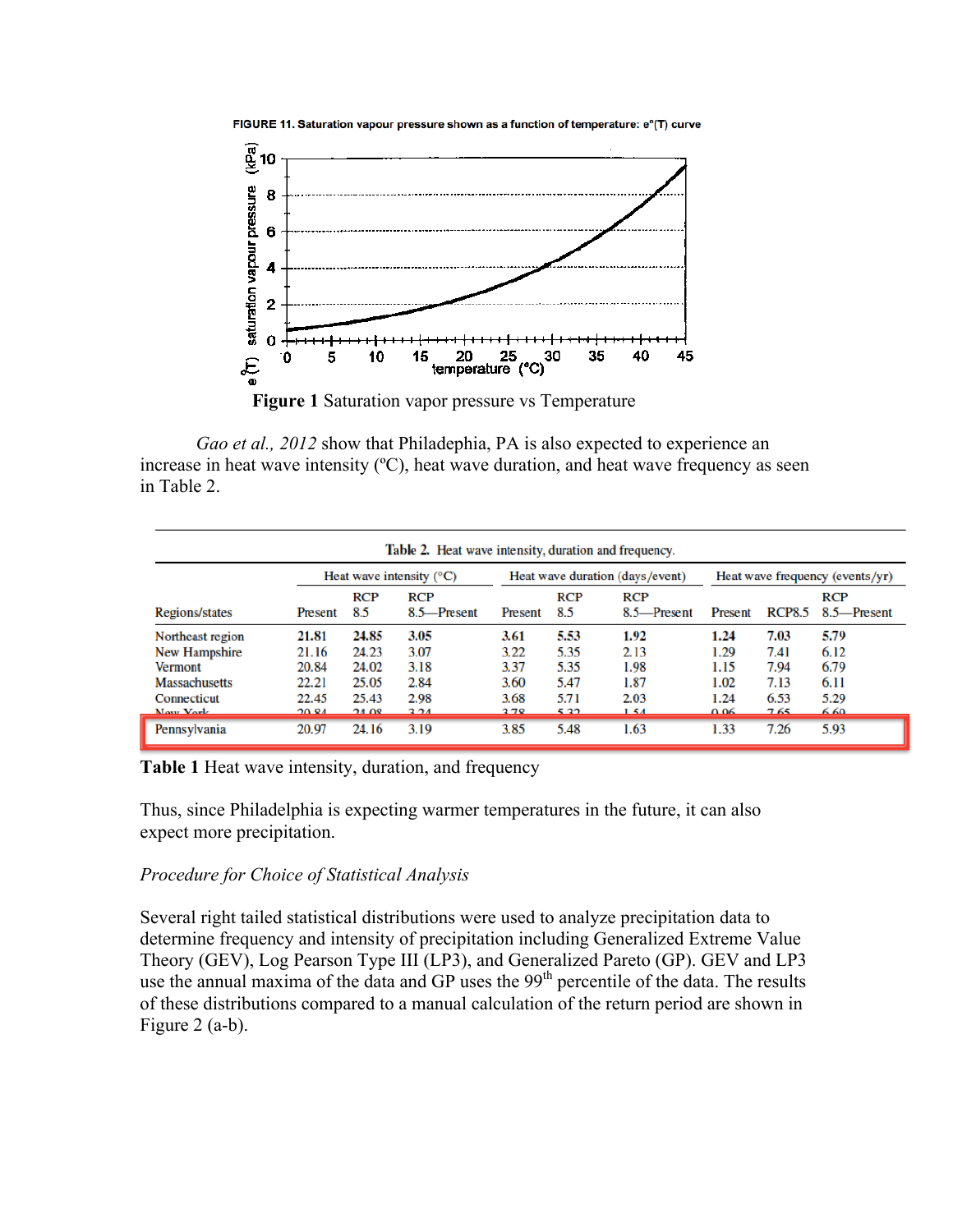**Figure 1** Saturation vapor pressure vs Temperature

*Gao et al., 2012* show that Philadephia, PA is also expected to experience an increase in heat wave intensity (ºC), heat wave duration, and heat wave frequency as seen in Table 2.

Table 2. Heat wave intensity, duration and frequency.

| Regions/states | Heat wave intensity (°C) Present | RCP 8.5 | RCP 8.5—Present | Heat wave duration (days/event) Present | RCP 8.5 | RCP 8.5—Present | Heat wave frequency (events/yr) Present | RCP8.5 | RCP 8.5—Present |
|---|---|---|---|---|---|---|---|---|---|
| Northeast region | **21.81** | **24.85** | **3.05** | **3.61** | **5.53** | **1.92** | **1.24** | **7.03** | **5.79** |
| New Hampshire | 21.16 | 24.23 | 3.07 | 3.22 | 5.35 | 2.13 | 1.29 | 7.41 | 6.12 |
| Vermont | 20.84 | 24.02 | 3.18 | 3.37 | 5.35 | 1.98 | 1.15 | 7.94 | 6.79 |
| Massachusetts | 22.21 | 25.05 | 2.84 | 3.60 | 5.47 | 1.87 | 1.02 | 7.13 | 6.11 |
| Connecticut | 22.45 | 25.43 | 2.98 | 3.68 | 5.71 | 2.03 | 1.24 | 6.53 | 5.29 |
| New York | 20.84 | 24.08 | 3.24 | 3.78 | 5.32 | 1.54 | 0.96 | 7.65 | 6.69 |
| Pennsylvania | 20.97 | 24.16 | 3.19 | 3.85 | 5.48 | 1.63 | 1.33 | 7.26 | 5.93 |

**Table 1** Heat wave intensity, duration, and frequency

Thus, since Philadelphia is expecting warmer temperatures in the future, it can also expect more precipitation.

*Procedure for Choice of Statistical Analysis*

Several right tailed statistical distributions were used to analyze precipitation data to determine frequency and intensity of precipitation including Generalized Extreme Value Theory (GEV), Log Pearson Type III (LP3), and Generalized Pareto (GP). GEV and LP3 use the annual maxima of the data and GP uses the 99$^{th}$ percentile of the data. The results of these distributions compared to a manual calculation of the return period are shown in Figure 2 (a-b).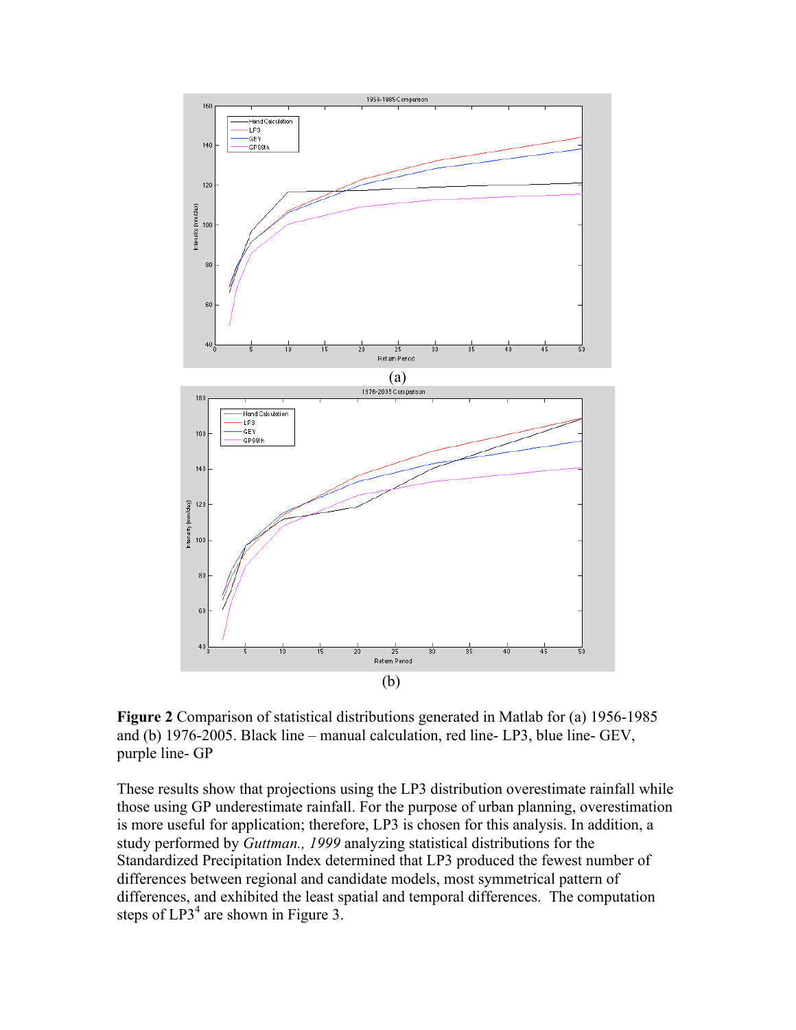(a)

(b)

**Figure 2** Comparison of statistical distributions generated in Matlab for (a) 1956-1985 and (b) 1976-2005. Black line – manual calculation, red line- LP3, blue line- GEV, purple line- GP

These results show that projections using the LP3 distribution overestimate rainfall while those using GP underestimate rainfall. For the purpose of urban planning, overestimation is more useful for application; therefore, LP3 is chosen for this analysis. In addition, a study performed by *Guttman., 1999* analyzing statistical distributions for the Standardized Precipitation Index determined that LP3 produced the fewest number of differences between regional and candidate models, most symmetrical pattern of differences, and exhibited the least spatial and temporal differences. The computation steps of LP3[4] are shown in Figure 3.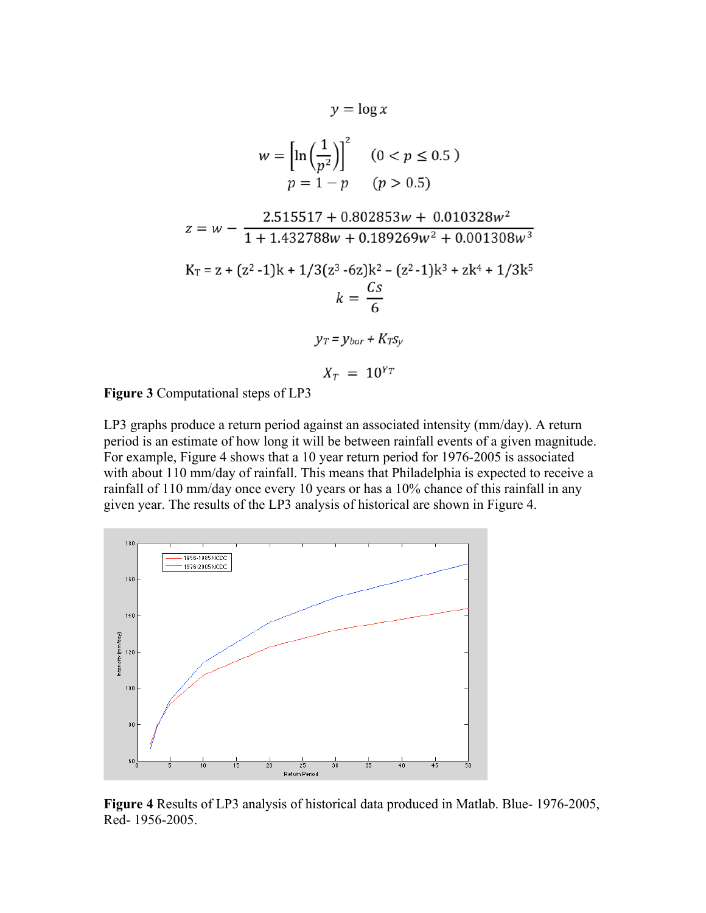$$y = \log x$$

$$w = \left[\ln\left(\frac{1}{p^2}\right)\right]^2 \quad (0 < p \leq 0.5)$$

$$p = 1 - p \quad (p > 0.5)$$

$$z = w - \frac{2.515517 + 0.802853w + 0.010328w^2}{1 + 1.432788w + 0.189269w^2 + 0.001308w^3}$$

$$K_T = z + (z^2 - 1)k + 1/3(z^3 - 6z)k^2 - (z^2 - 1)k^3 + zk^4 + 1/3k^5$$

$$k = \frac{Cs}{6}$$

$$y_T = y_{bar} + K_T s_y$$

$$X_T = 10^{Y_T}$$

**Figure 3** Computational steps of LP3

LP3 graphs produce a return period against an associated intensity (mm/day). A return period is an estimate of how long it will be between rainfall events of a given magnitude. For example, Figure 4 shows that a 10 year return period for 1976-2005 is associated with about 110 mm/day of rainfall. This means that Philadelphia is expected to receive a rainfall of 110 mm/day once every 10 years or has a 10% chance of this rainfall in any given year. The results of the LP3 analysis of historical are shown in Figure 4.

**Figure 4** Results of LP3 analysis of historical data produced in Matlab. Blue- 1976-2005, Red- 1956-2005.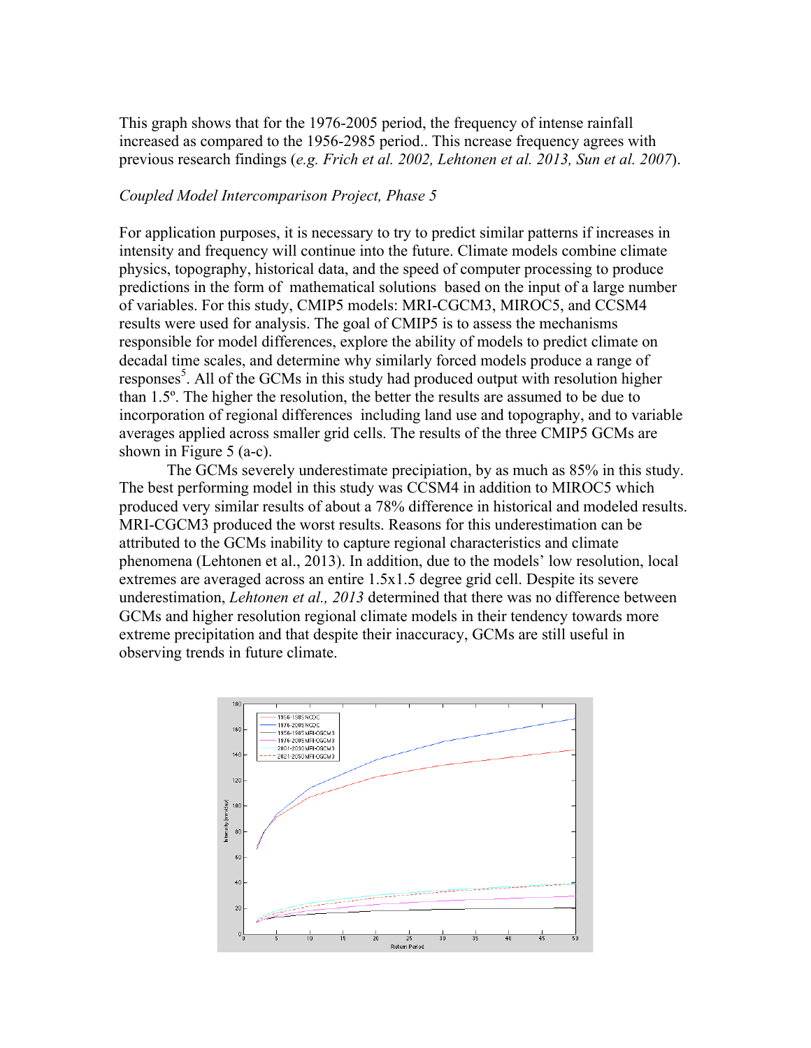This graph shows that for the 1976-2005 period, the frequency of intense rainfall increased as compared to the 1956-2985 period.. This ncrease frequency agrees with previous research findings (*e.g. Frich et al. 2002, Lehtonen et al. 2013, Sun et al. 2007*).

*Coupled Model Intercomparison Project, Phase 5*

For application purposes, it is necessary to try to predict similar patterns if increases in intensity and frequency will continue into the future. Climate models combine climate physics, topography, historical data, and the speed of computer processing to produce predictions in the form of mathematical solutions based on the input of a large number of variables. For this study, CMIP5 models: MRI-CGCM3, MIROC5, and CCSM4 results were used for analysis. The goal of CMIP5 is to assess the mechanisms responsible for model differences, explore the ability of models to predict climate on decadal time scales, and determine why similarly forced models produce a range of responses[5]. All of the GCMs in this study had produced output with resolution higher than 1.5º. The higher the resolution, the better the results are assumed to be due to incorporation of regional differences including land use and topography, and to variable averages applied across smaller grid cells. The results of the three CMIP5 GCMs are shown in Figure 5 (a-c).

The GCMs severely underestimate precipiation, by as much as 85% in this study. The best performing model in this study was CCSM4 in addition to MIROC5 which produced very similar results of about a 78% difference in historical and modeled results. MRI-CGCM3 produced the worst results. Reasons for this underestimation can be attributed to the GCMs inability to capture regional characteristics and climate phenomena (Lehtonen et al., 2013). In addition, due to the models' low resolution, local extremes are averaged across an entire 1.5x1.5 degree grid cell. Despite its severe underestimation, *Lehtonen et al., 2013* determined that there was no difference between GCMs and higher resolution regional climate models in their tendency towards more extreme precipitation and that despite their inaccuracy, GCMs are still useful in observing trends in future climate.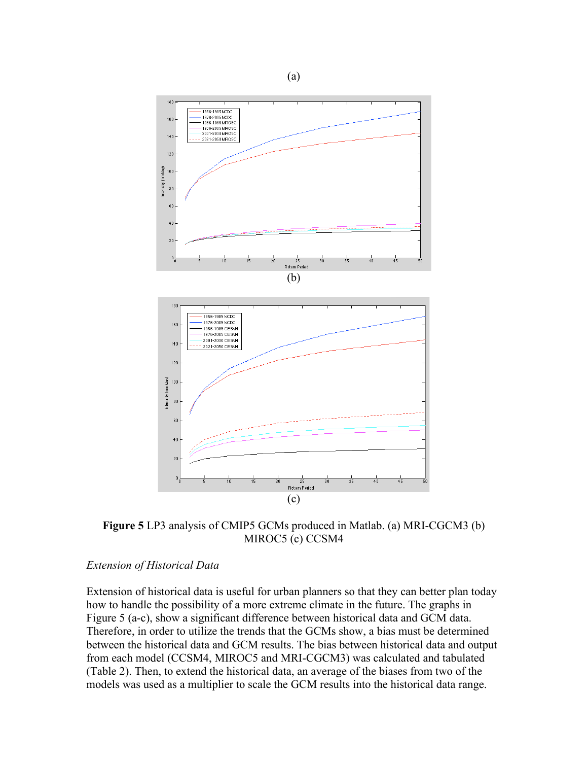(a)

(b)

(c)

**Figure 5** LP3 analysis of CMIP5 GCMs produced in Matlab. (a) MRI-CGCM3 (b) MIROC5 (c) CCSM4

*Extension of Historical Data*

Extension of historical data is useful for urban planners so that they can better plan today how to handle the possibility of a more extreme climate in the future. The graphs in Figure 5 (a-c), show a significant difference between historical data and GCM data. Therefore, in order to utilize the trends that the GCMs show, a bias must be determined between the historical data and GCM results. The bias between historical data and output from each model (CCSM4, MIROC5 and MRI-CGCM3) was calculated and tabulated (Table 2). Then, to extend the historical data, an average of the biases from two of the models was used as a multiplier to scale the GCM results into the historical data range.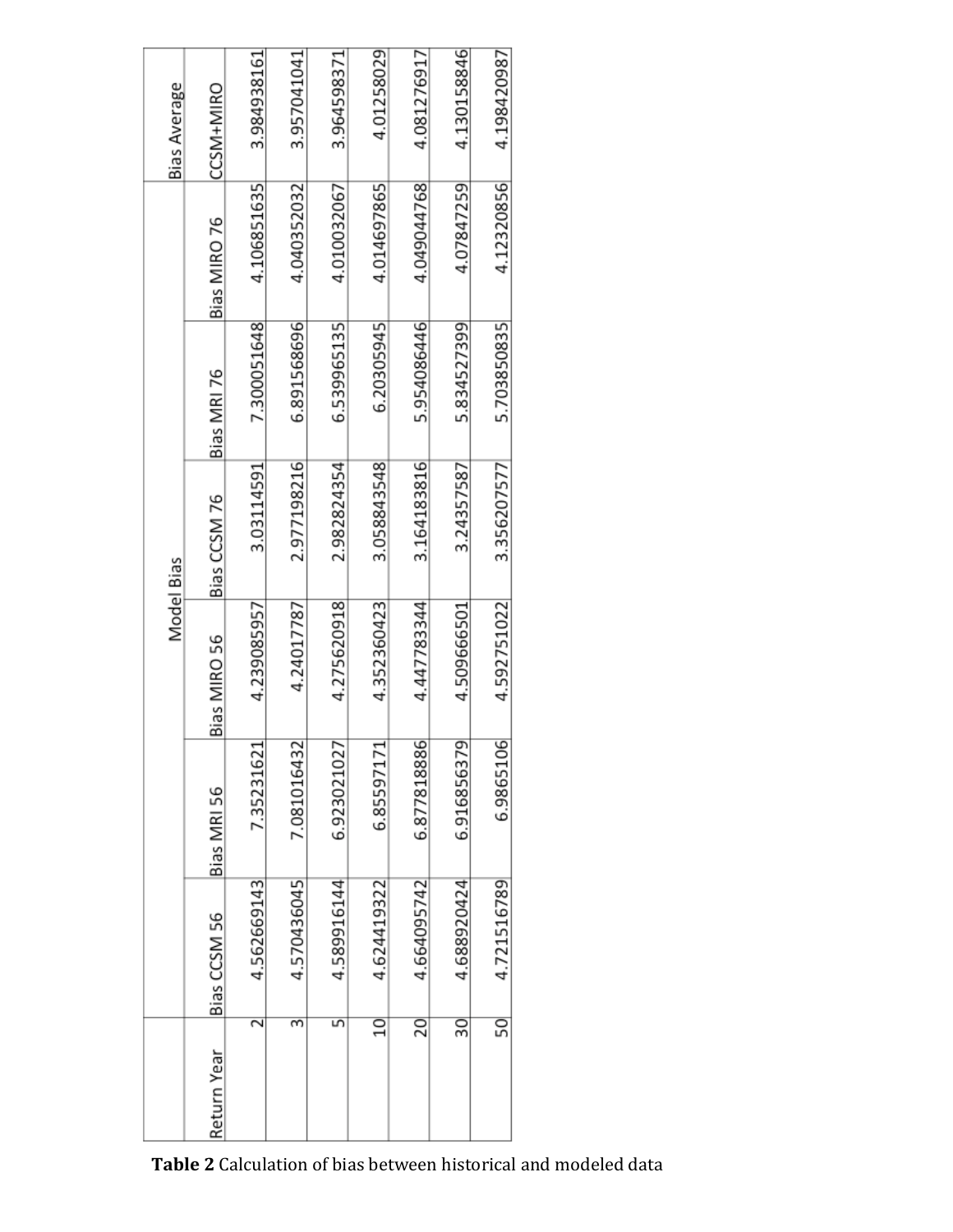| Return Year | Model Bias | | | | | | Bias Average |
|---|---|---|---|---|---|---|---|
| | Bias CCSM 56 | Bias MRI 56 | Bias MIRO 56 | Bias CCSM 76 | Bias MRI 76 | Bias MIRO 76 | CCSM+MIRO |
| 2 | 4.562669143 | 7.35231621 | 4.239085957 | 3.03114591 | 7.300051648 | 4.106851635 | 3.984938161 |
| 3 | 4.570436045 | 7.081016432 | 4.24017787 | 2.977198216 | 6.891568696 | 4.040352032 | 3.957041041 |
| 5 | 4.589916144 | 6.923021027 | 4.275620918 | 2.982824354 | 6.539965135 | 4.010032067 | 3.964598371 |
| 10 | 4.624419322 | 6.85597171 | 4.352360423 | 3.058843548 | 6.20305945 | 4.014697865 | 4.01258029 |
| 20 | 4.664095742 | 6.877818886 | 4.447783344 | 3.164183816 | 5.954086446 | 4.049044768 | 4.081276917 |
| 30 | 4.688920424 | 6.916856379 | 4.509666501 | 3.24357587 | 5.834527399 | 4.07847259 | 4.130158846 |
| 50 | 4.721516789 | 6.9865106 | 4.592751022 | 3.356207577 | 5.703850835 | 4.12320856 | 4.198420987 |

**Table 2** Calculation of bias between historical and modeled data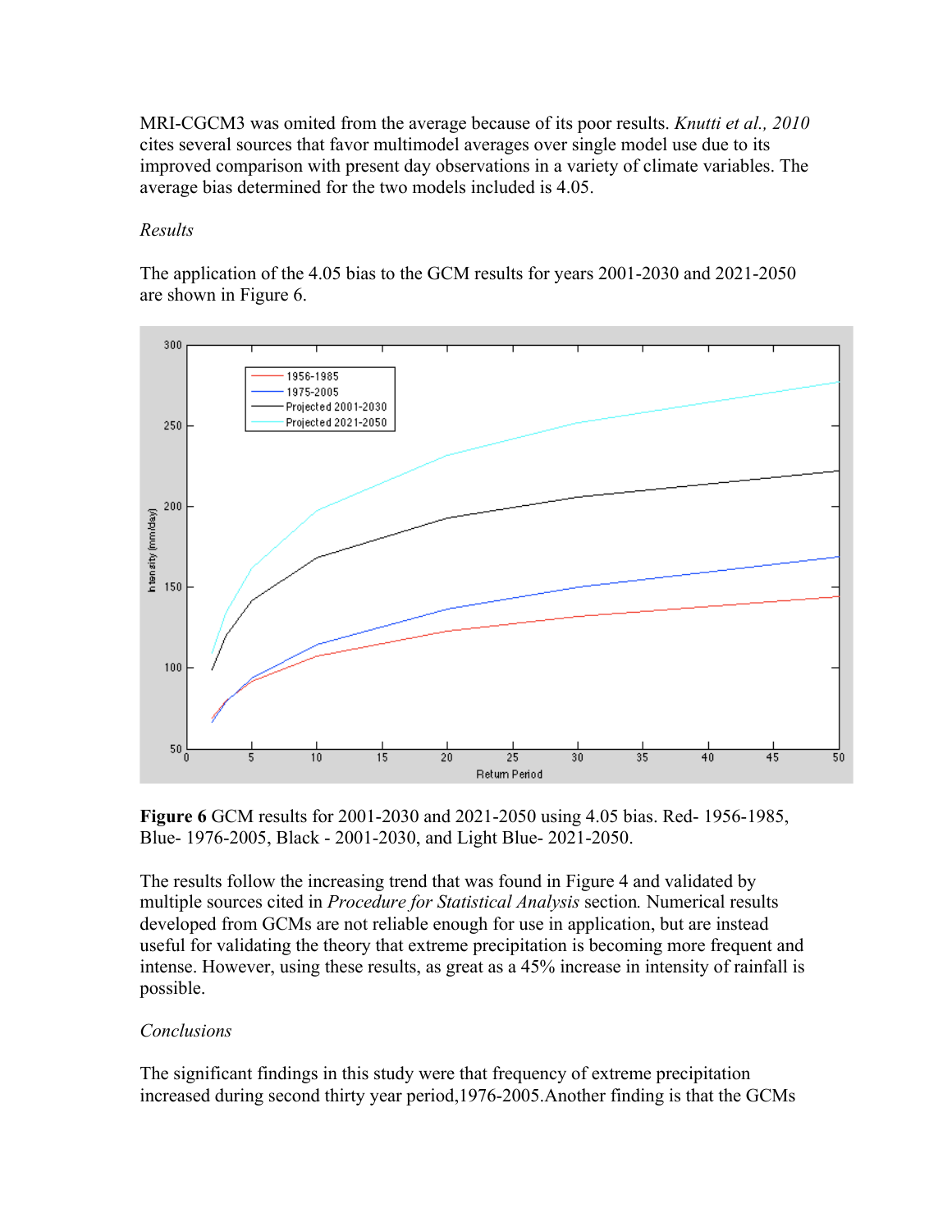MRI-CGCM3 was omited from the average because of its poor results. *Knutti et al., 2010* cites several sources that favor multimodel averages over single model use due to its improved comparison with present day observations in a variety of climate variables. The average bias determined for the two models included is 4.05.

*Results*

The application of the 4.05 bias to the GCM results for years 2001-2030 and 2021-2050 are shown in Figure 6.

**Figure 6** GCM results for 2001-2030 and 2021-2050 using 4.05 bias. Red- 1956-1985, Blue- 1976-2005, Black - 2001-2030, and Light Blue- 2021-2050.

The results follow the increasing trend that was found in Figure 4 and validated by multiple sources cited in *Procedure for Statistical Analysis* section*.* Numerical results developed from GCMs are not reliable enough for use in application, but are instead useful for validating the theory that extreme precipitation is becoming more frequent and intense. However, using these results, as great as a 45% increase in intensity of rainfall is possible.

*Conclusions*

The significant findings in this study were that frequency of extreme precipitation increased during second thirty year period,1976-2005.Another finding is that the GCMs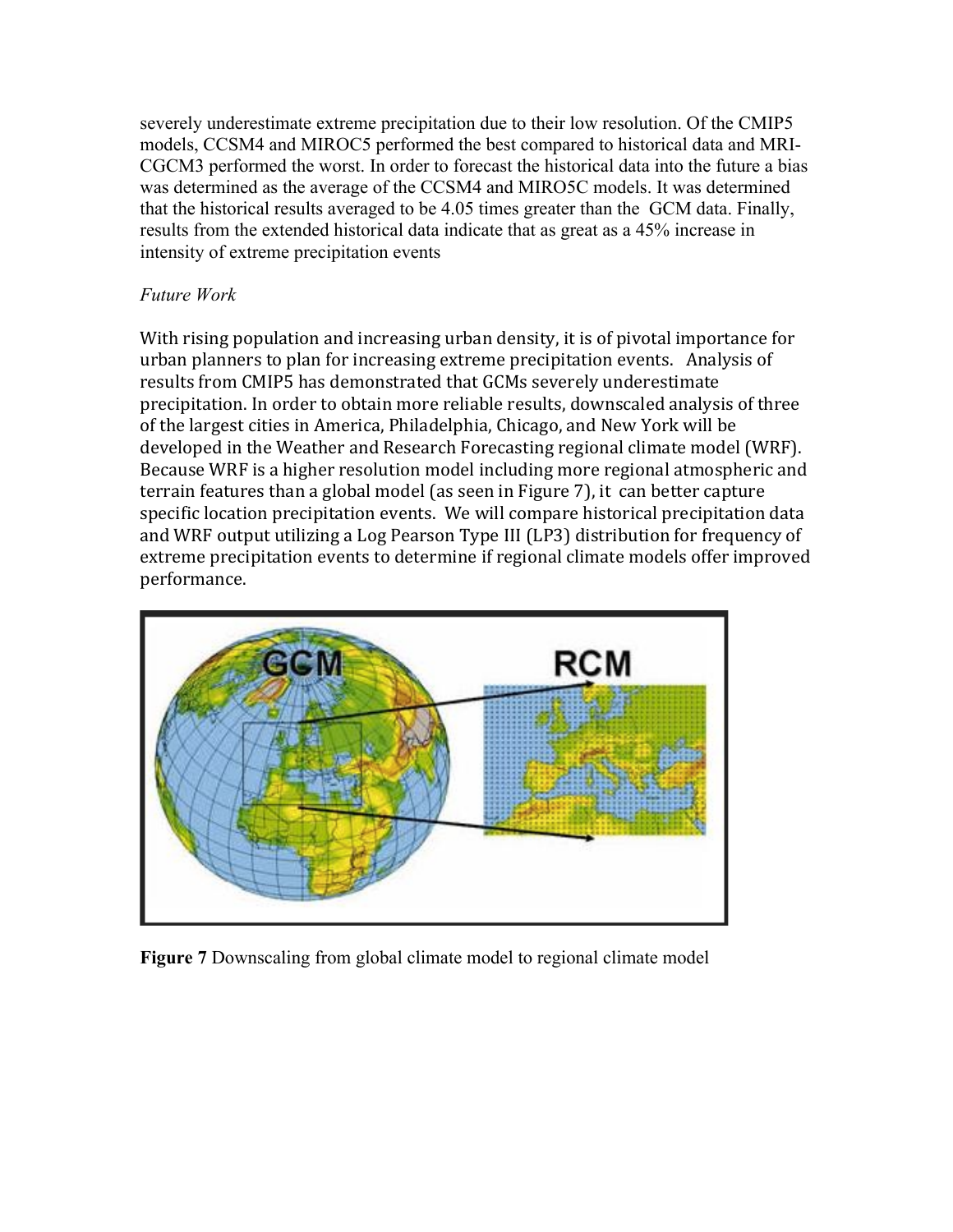severely underestimate extreme precipitation due to their low resolution. Of the CMIP5 models, CCSM4 and MIROC5 performed the best compared to historical data and MRI-CGCM3 performed the worst. In order to forecast the historical data into the future a bias was determined as the average of the CCSM4 and MIRO5C models. It was determined that the historical results averaged to be 4.05 times greater than the GCM data. Finally, results from the extended historical data indicate that as great as a 45% increase in intensity of extreme precipitation events

*Future Work*

With rising population and increasing urban density, it is of pivotal importance for urban planners to plan for increasing extreme precipitation events. Analysis of results from CMIP5 has demonstrated that GCMs severely underestimate precipitation. In order to obtain more reliable results, downscaled analysis of three of the largest cities in America, Philadelphia, Chicago, and New York will be developed in the Weather and Research Forecasting regional climate model (WRF). Because WRF is a higher resolution model including more regional atmospheric and terrain features than a global model (as seen in Figure 7), it can better capture specific location precipitation events. We will compare historical precipitation data and WRF output utilizing a Log Pearson Type III (LP3) distribution for frequency of extreme precipitation events to determine if regional climate models offer improved performance.

**Figure 7** Downscaling from global climate model to regional climate model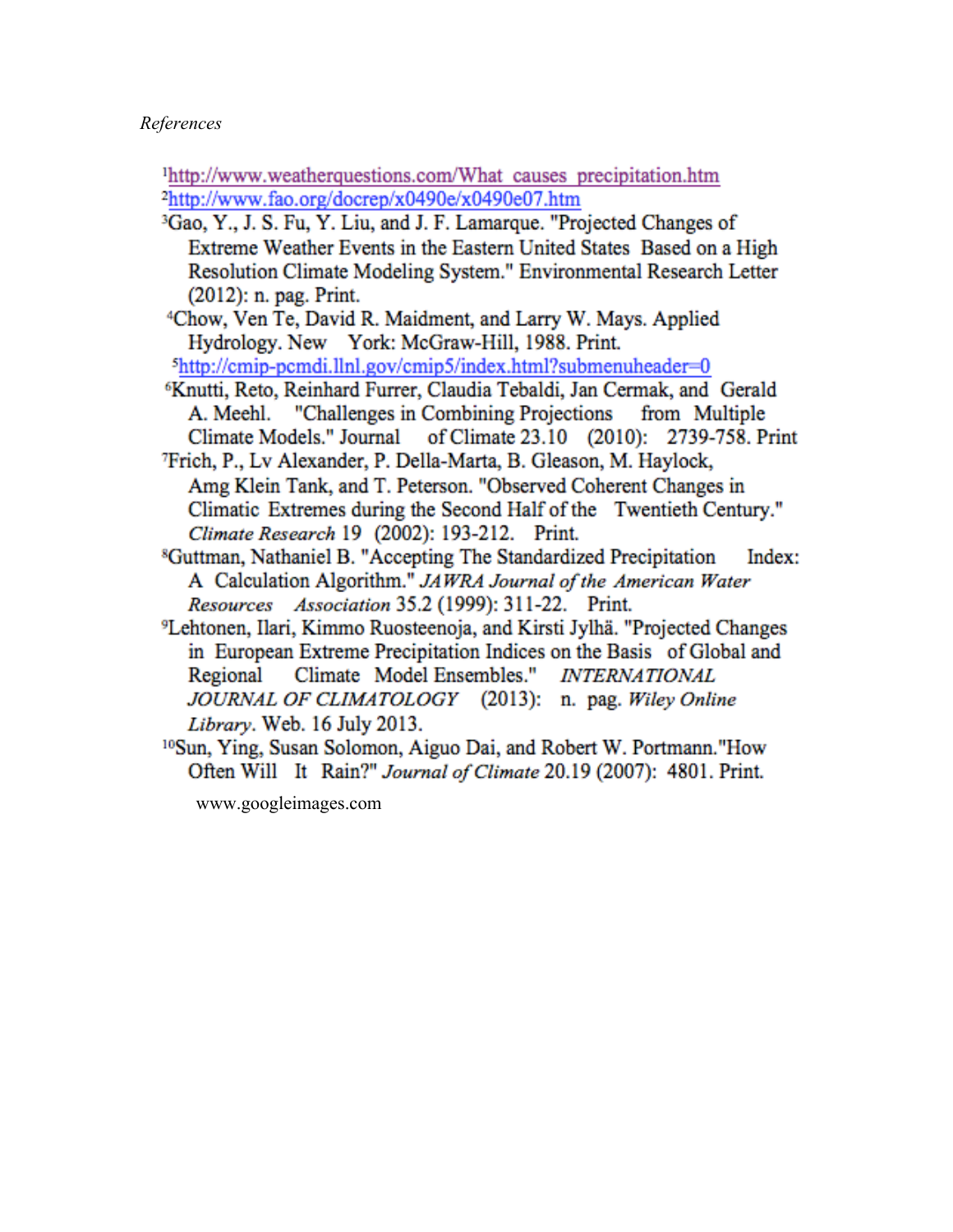*References*

[1]http://www.weatherquestions.com/What_causes_precipitation.htm

[2]http://www.fao.org/docrep/x0490e/x0490e07.htm

[3]Gao, Y., J. S. Fu, Y. Liu, and J. F. Lamarque. "Projected Changes of Extreme Weather Events in the Eastern United States Based on a High Resolution Climate Modeling System." Environmental Research Letter (2012): n. pag. Print.

[4]Chow, Ven Te, David R. Maidment, and Larry W. Mays. Applied Hydrology. New York: McGraw-Hill, 1988. Print.

[5]http://cmip-pcmdi.llnl.gov/cmip5/index.html?submenuheader=0

[6]Knutti, Reto, Reinhard Furrer, Claudia Tebaldi, Jan Cermak, and Gerald A. Meehl. "Challenges in Combining Projections from Multiple Climate Models." Journal of Climate 23.10 (2010): 2739-758. Print

[7]Frich, P., Lv Alexander, P. Della-Marta, B. Gleason, M. Haylock, Amg Klein Tank, and T. Peterson. "Observed Coherent Changes in Climatic Extremes during the Second Half of the Twentieth Century." *Climate Research* 19 (2002): 193-212. Print.

[8]Guttman, Nathaniel B. "Accepting The Standardized Precipitation Index: A Calculation Algorithm." *JAWRA Journal of the American Water Resources Association* 35.2 (1999): 311-22. Print.

[9]Lehtonen, Ilari, Kimmo Ruosteenoja, and Kirsti Jylhä. "Projected Changes in European Extreme Precipitation Indices on the Basis of Global and Regional Climate Model Ensembles." *INTERNATIONAL JOURNAL OF CLIMATOLOGY* (2013): n. pag. *Wiley Online Library*. Web. 16 July 2013.

[10]Sun, Ying, Susan Solomon, Aiguo Dai, and Robert W. Portmann."How Often Will It Rain?" *Journal of Climate* 20.19 (2007): 4801. Print.

www.googleimages.com